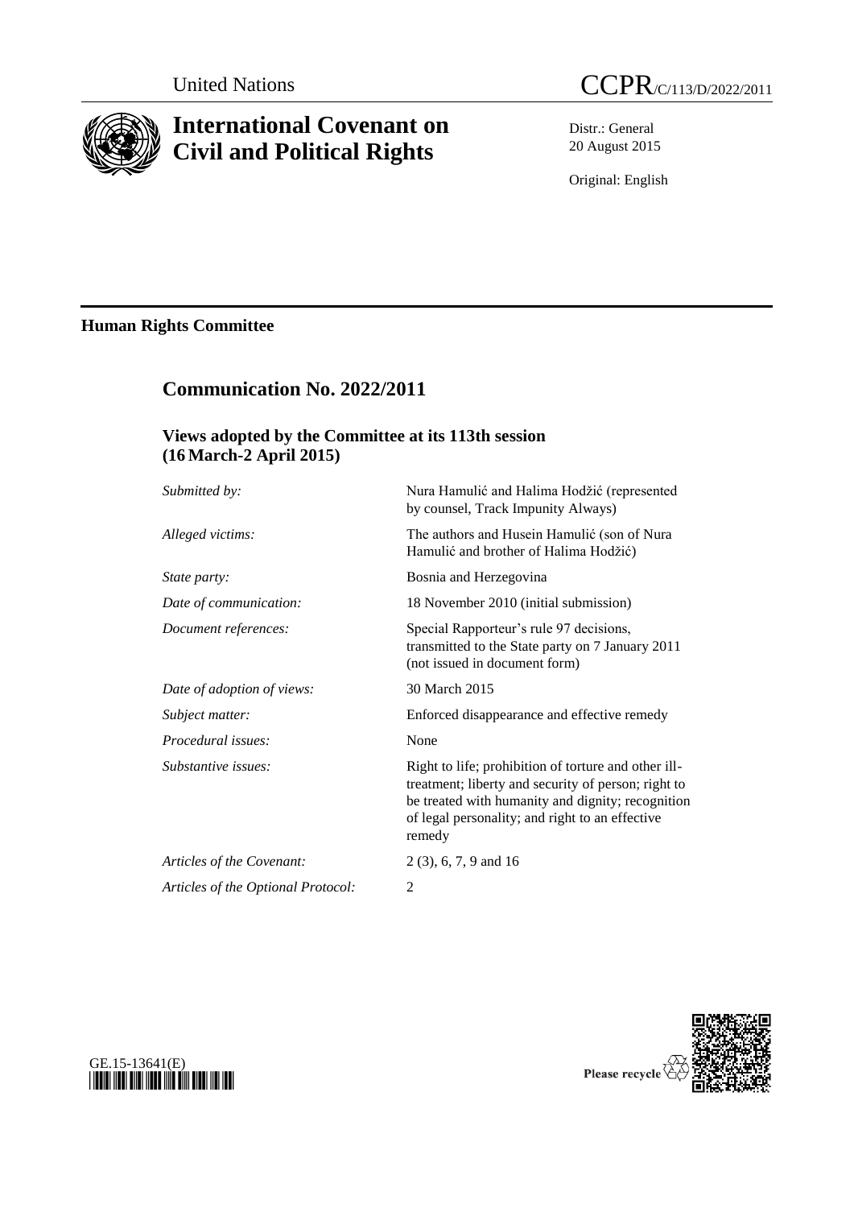United Nations

# CCPR/C/113/D/2022/2011

# International Covenant on Civil and Political Rights

Distr.: General
20 August 2015

Original: English

**Human Rights Committee**

## Communication No. 2022/2011

### Views adopted by the Committee at its 113th session (16 March-2 April 2015)

| | |
|---|---|
| *Submitted by:* | Nura Hamulić and Halima Hodžić (represented by counsel, Track Impunity Always) |
| *Alleged victims:* | The authors and Husein Hamulić (son of Nura Hamulić and brother of Halima Hodžić) |
| *State party:* | Bosnia and Herzegovina |
| *Date of communication:* | 18 November 2010 (initial submission) |
| *Document references:* | Special Rapporteur's rule 97 decisions, transmitted to the State party on 7 January 2011 (not issued in document form) |
| *Date of adoption of views:* | 30 March 2015 |
| *Subject matter:* | Enforced disappearance and effective remedy |
| *Procedural issues:* | None |
| *Substantive issues:* | Right to life; prohibition of torture and other ill-treatment; liberty and security of person; right to be treated with humanity and dignity; recognition of legal personality; and right to an effective remedy |
| *Articles of the Covenant:* | 2 (3), 6, 7, 9 and 16 |
| *Articles of the Optional Protocol:* | 2 |

GE.15-13641(E)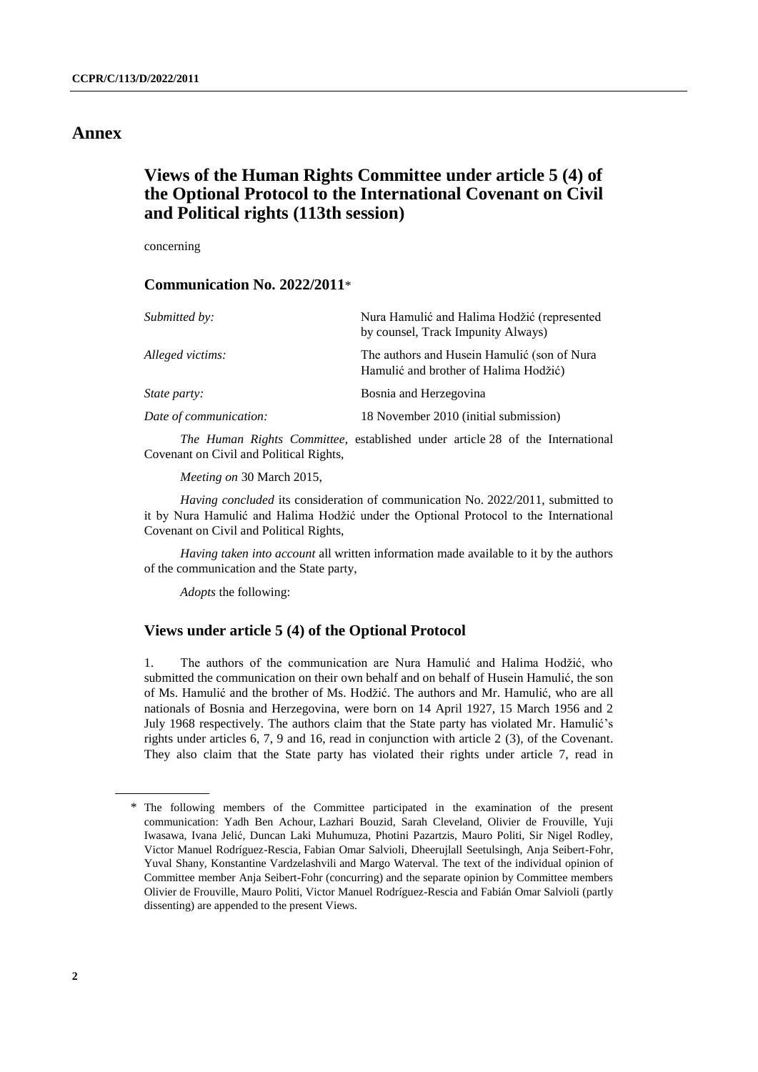# Annex

## Views of the Human Rights Committee under article 5 (4) of the Optional Protocol to the International Covenant on Civil and Political rights (113th session)

concerning

### Communication No. 2022/2011*

| | |
|---|---|
| *Submitted by:* | Nura Hamulić and Halima Hodžić (represented by counsel, Track Impunity Always) |
| *Alleged victims:* | The authors and Husein Hamulić (son of Nura Hamulić and brother of Halima Hodžić) |
| *State party:* | Bosnia and Herzegovina |
| *Date of communication:* | 18 November 2010 (initial submission) |

*The Human Rights Committee*, established under article 28 of the International Covenant on Civil and Political Rights,

*Meeting on* 30 March 2015,

*Having concluded* its consideration of communication No. 2022/2011, submitted to it by Nura Hamulić and Halima Hodžić under the Optional Protocol to the International Covenant on Civil and Political Rights,

*Having taken into account* all written information made available to it by the authors of the communication and the State party,

*Adopts* the following:

### Views under article 5 (4) of the Optional Protocol

1. The authors of the communication are Nura Hamulić and Halima Hodžić, who submitted the communication on their own behalf and on behalf of Husein Hamulić, the son of Ms. Hamulić and the brother of Ms. Hodžić. The authors and Mr. Hamulić, who are all nationals of Bosnia and Herzegovina, were born on 14 April 1927, 15 March 1956 and 2 July 1968 respectively. The authors claim that the State party has violated Mr. Hamulić's rights under articles 6, 7, 9 and 16, read in conjunction with article 2 (3), of the Covenant. They also claim that the State party has violated their rights under article 7, read in

---

\* The following members of the Committee participated in the examination of the present communication: Yadh Ben Achour, Lazhari Bouzid, Sarah Cleveland, Olivier de Frouville, Yuji Iwasawa, Ivana Jelić, Duncan Laki Muhumuza, Photini Pazartzis, Mauro Politi, Sir Nigel Rodley, Victor Manuel Rodríguez-Rescia, Fabian Omar Salvioli, Dheerujlall Seetulsingh, Anja Seibert-Fohr, Yuval Shany, Konstantine Vardzelashvili and Margo Waterval. The text of the individual opinion of Committee member Anja Seibert-Fohr (concurring) and the separate opinion by Committee members Olivier de Frouville, Mauro Politi, Victor Manuel Rodríguez-Rescia and Fabián Omar Salvioli (partly dissenting) are appended to the present Views.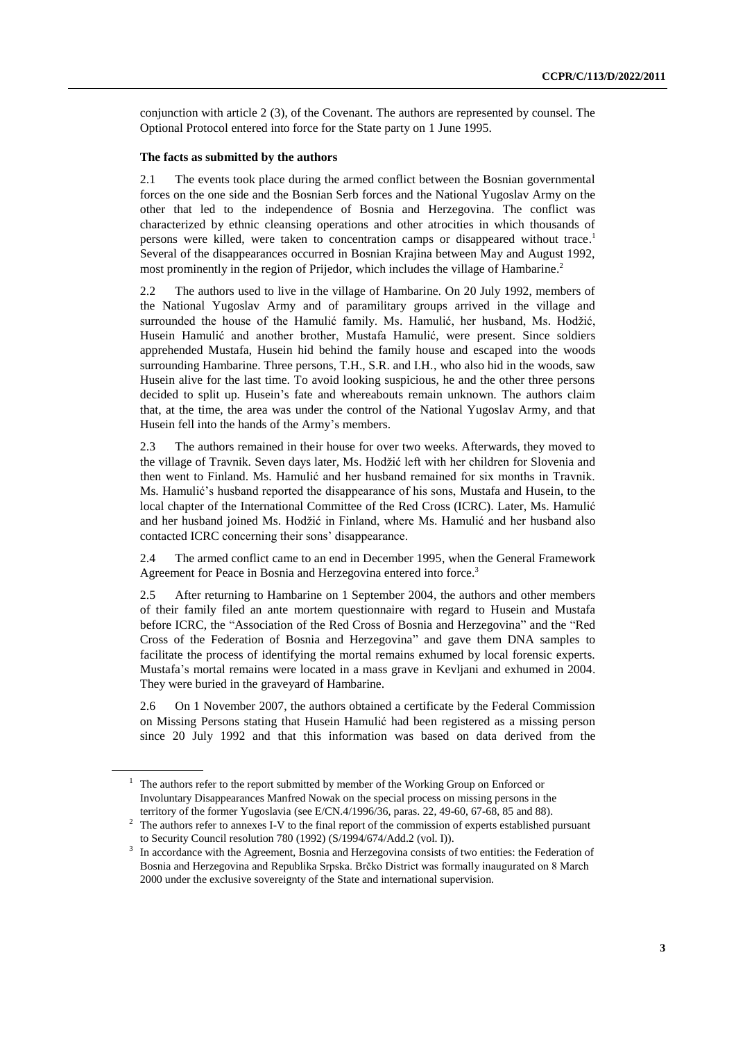conjunction with article 2 (3), of the Covenant. The authors are represented by counsel. The Optional Protocol entered into force for the State party on 1 June 1995.

**The facts as submitted by the authors**

2.1 The events took place during the armed conflict between the Bosnian governmental forces on the one side and the Bosnian Serb forces and the National Yugoslav Army on the other that led to the independence of Bosnia and Herzegovina. The conflict was characterized by ethnic cleansing operations and other atrocities in which thousands of persons were killed, were taken to concentration camps or disappeared without trace.[1] Several of the disappearances occurred in Bosnian Krajina between May and August 1992, most prominently in the region of Prijedor, which includes the village of Hambarine.[2]

2.2 The authors used to live in the village of Hambarine. On 20 July 1992, members of the National Yugoslav Army and of paramilitary groups arrived in the village and surrounded the house of the Hamulić family. Ms. Hamulić, her husband, Ms. Hodžić, Husein Hamulić and another brother, Mustafa Hamulić, were present. Since soldiers apprehended Mustafa, Husein hid behind the family house and escaped into the woods surrounding Hambarine. Three persons, T.H., S.R. and I.H., who also hid in the woods, saw Husein alive for the last time. To avoid looking suspicious, he and the other three persons decided to split up. Husein's fate and whereabouts remain unknown. The authors claim that, at the time, the area was under the control of the National Yugoslav Army, and that Husein fell into the hands of the Army's members.

2.3 The authors remained in their house for over two weeks. Afterwards, they moved to the village of Travnik. Seven days later, Ms. Hodžić left with her children for Slovenia and then went to Finland. Ms. Hamulić and her husband remained for six months in Travnik. Ms. Hamulić's husband reported the disappearance of his sons, Mustafa and Husein, to the local chapter of the International Committee of the Red Cross (ICRC). Later, Ms. Hamulić and her husband joined Ms. Hodžić in Finland, where Ms. Hamulić and her husband also contacted ICRC concerning their sons' disappearance.

2.4 The armed conflict came to an end in December 1995, when the General Framework Agreement for Peace in Bosnia and Herzegovina entered into force.[3]

2.5 After returning to Hambarine on 1 September 2004, the authors and other members of their family filed an ante mortem questionnaire with regard to Husein and Mustafa before ICRC, the "Association of the Red Cross of Bosnia and Herzegovina" and the "Red Cross of the Federation of Bosnia and Herzegovina" and gave them DNA samples to facilitate the process of identifying the mortal remains exhumed by local forensic experts. Mustafa's mortal remains were located in a mass grave in Kevljani and exhumed in 2004. They were buried in the graveyard of Hambarine.

2.6 On 1 November 2007, the authors obtained a certificate by the Federal Commission on Missing Persons stating that Husein Hamulić had been registered as a missing person since 20 July 1992 and that this information was based on data derived from the

---

[1] The authors refer to the report submitted by member of the Working Group on Enforced or Involuntary Disappearances Manfred Nowak on the special process on missing persons in the territory of the former Yugoslavia (see E/CN.4/1996/36, paras. 22, 49-60, 67-68, 85 and 88).

[2] The authors refer to annexes I-V to the final report of the commission of experts established pursuant to Security Council resolution 780 (1992) (S/1994/674/Add.2 (vol. I)).

[3] In accordance with the Agreement, Bosnia and Herzegovina consists of two entities: the Federation of Bosnia and Herzegovina and Republika Srpska. Brčko District was formally inaugurated on 8 March 2000 under the exclusive sovereignty of the State and international supervision.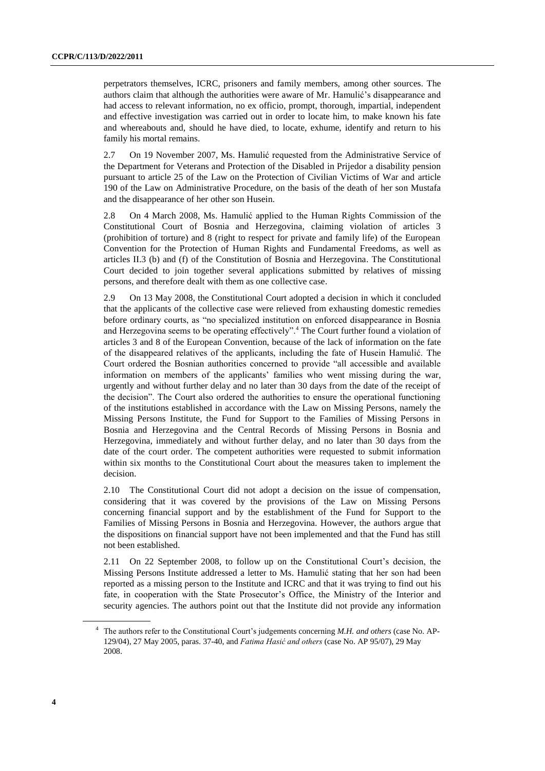perpetrators themselves, ICRC, prisoners and family members, among other sources. The authors claim that although the authorities were aware of Mr. Hamulić's disappearance and had access to relevant information, no ex officio, prompt, thorough, impartial, independent and effective investigation was carried out in order to locate him, to make known his fate and whereabouts and, should he have died, to locate, exhume, identify and return to his family his mortal remains.

2.7 On 19 November 2007, Ms. Hamulić requested from the Administrative Service of the Department for Veterans and Protection of the Disabled in Prijedor a disability pension pursuant to article 25 of the Law on the Protection of Civilian Victims of War and article 190 of the Law on Administrative Procedure, on the basis of the death of her son Mustafa and the disappearance of her other son Husein.

2.8 On 4 March 2008, Ms. Hamulić applied to the Human Rights Commission of the Constitutional Court of Bosnia and Herzegovina, claiming violation of articles 3 (prohibition of torture) and 8 (right to respect for private and family life) of the European Convention for the Protection of Human Rights and Fundamental Freedoms, as well as articles II.3 (b) and (f) of the Constitution of Bosnia and Herzegovina. The Constitutional Court decided to join together several applications submitted by relatives of missing persons, and therefore dealt with them as one collective case.

2.9 On 13 May 2008, the Constitutional Court adopted a decision in which it concluded that the applicants of the collective case were relieved from exhausting domestic remedies before ordinary courts, as "no specialized institution on enforced disappearance in Bosnia and Herzegovina seems to be operating effectively".[4] The Court further found a violation of articles 3 and 8 of the European Convention, because of the lack of information on the fate of the disappeared relatives of the applicants, including the fate of Husein Hamulić. The Court ordered the Bosnian authorities concerned to provide "all accessible and available information on members of the applicants' families who went missing during the war, urgently and without further delay and no later than 30 days from the date of the receipt of the decision". The Court also ordered the authorities to ensure the operational functioning of the institutions established in accordance with the Law on Missing Persons, namely the Missing Persons Institute, the Fund for Support to the Families of Missing Persons in Bosnia and Herzegovina and the Central Records of Missing Persons in Bosnia and Herzegovina, immediately and without further delay, and no later than 30 days from the date of the court order. The competent authorities were requested to submit information within six months to the Constitutional Court about the measures taken to implement the decision.

2.10 The Constitutional Court did not adopt a decision on the issue of compensation, considering that it was covered by the provisions of the Law on Missing Persons concerning financial support and by the establishment of the Fund for Support to the Families of Missing Persons in Bosnia and Herzegovina. However, the authors argue that the dispositions on financial support have not been implemented and that the Fund has still not been established.

2.11 On 22 September 2008, to follow up on the Constitutional Court's decision, the Missing Persons Institute addressed a letter to Ms. Hamulić stating that her son had been reported as a missing person to the Institute and ICRC and that it was trying to find out his fate, in cooperation with the State Prosecutor's Office, the Ministry of the Interior and security agencies. The authors point out that the Institute did not provide any information

[4] The authors refer to the Constitutional Court's judgements concerning *M.H. and others* (case No. AP-129/04), 27 May 2005, paras. 37-40, and *Fatima Hasić and others* (case No. AP 95/07), 29 May 2008.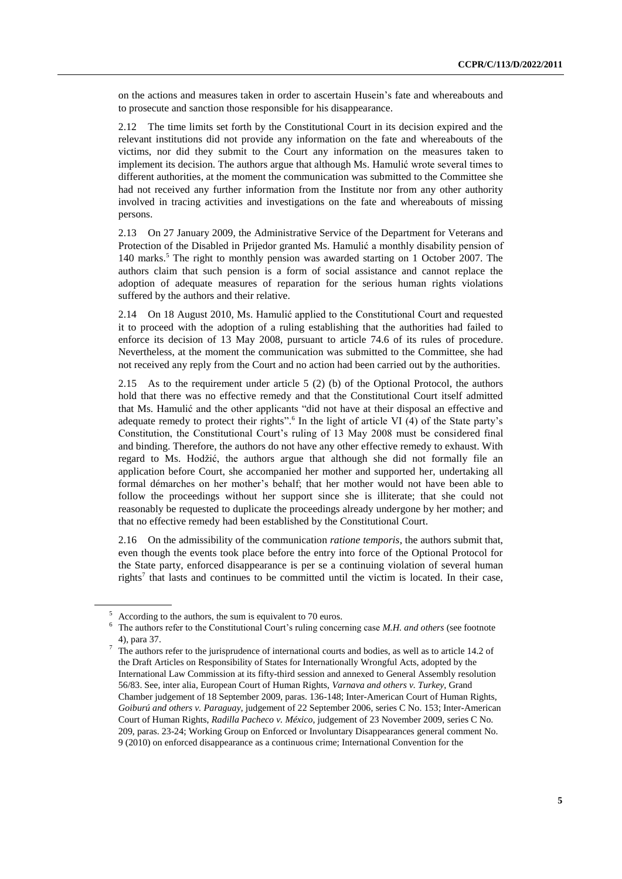on the actions and measures taken in order to ascertain Husein's fate and whereabouts and to prosecute and sanction those responsible for his disappearance.

2.12 The time limits set forth by the Constitutional Court in its decision expired and the relevant institutions did not provide any information on the fate and whereabouts of the victims, nor did they submit to the Court any information on the measures taken to implement its decision. The authors argue that although Ms. Hamulić wrote several times to different authorities, at the moment the communication was submitted to the Committee she had not received any further information from the Institute nor from any other authority involved in tracing activities and investigations on the fate and whereabouts of missing persons.

2.13 On 27 January 2009, the Administrative Service of the Department for Veterans and Protection of the Disabled in Prijedor granted Ms. Hamulić a monthly disability pension of 140 marks.[5] The right to monthly pension was awarded starting on 1 October 2007. The authors claim that such pension is a form of social assistance and cannot replace the adoption of adequate measures of reparation for the serious human rights violations suffered by the authors and their relative.

2.14 On 18 August 2010, Ms. Hamulić applied to the Constitutional Court and requested it to proceed with the adoption of a ruling establishing that the authorities had failed to enforce its decision of 13 May 2008, pursuant to article 74.6 of its rules of procedure. Nevertheless, at the moment the communication was submitted to the Committee, she had not received any reply from the Court and no action had been carried out by the authorities.

2.15 As to the requirement under article 5 (2) (b) of the Optional Protocol, the authors hold that there was no effective remedy and that the Constitutional Court itself admitted that Ms. Hamulić and the other applicants "did not have at their disposal an effective and adequate remedy to protect their rights".[6] In the light of article VI (4) of the State party's Constitution, the Constitutional Court's ruling of 13 May 2008 must be considered final and binding. Therefore, the authors do not have any other effective remedy to exhaust. With regard to Ms. Hodžić, the authors argue that although she did not formally file an application before Court, she accompanied her mother and supported her, undertaking all formal démarches on her mother's behalf; that her mother would not have been able to follow the proceedings without her support since she is illiterate; that she could not reasonably be requested to duplicate the proceedings already undergone by her mother; and that no effective remedy had been established by the Constitutional Court.

2.16 On the admissibility of the communication *ratione temporis*, the authors submit that, even though the events took place before the entry into force of the Optional Protocol for the State party, enforced disappearance is per se a continuing violation of several human rights[7] that lasts and continues to be committed until the victim is located. In their case,

---

[5] According to the authors, the sum is equivalent to 70 euros.

[6] The authors refer to the Constitutional Court's ruling concerning case *M.H. and others* (see footnote 4), para 37.

[7] The authors refer to the jurisprudence of international courts and bodies, as well as to article 14.2 of the Draft Articles on Responsibility of States for Internationally Wrongful Acts, adopted by the International Law Commission at its fifty-third session and annexed to General Assembly resolution 56/83. See, inter alia, European Court of Human Rights, *Varnava and others v. Turkey*, Grand Chamber judgement of 18 September 2009, paras. 136-148; Inter-American Court of Human Rights, *Goiburú and others v. Paraguay*, judgement of 22 September 2006, series C No. 153; Inter-American Court of Human Rights, *Radilla Pacheco v. México*, judgement of 23 November 2009, series C No. 209, paras. 23-24; Working Group on Enforced or Involuntary Disappearances general comment No. 9 (2010) on enforced disappearance as a continuous crime; International Convention for the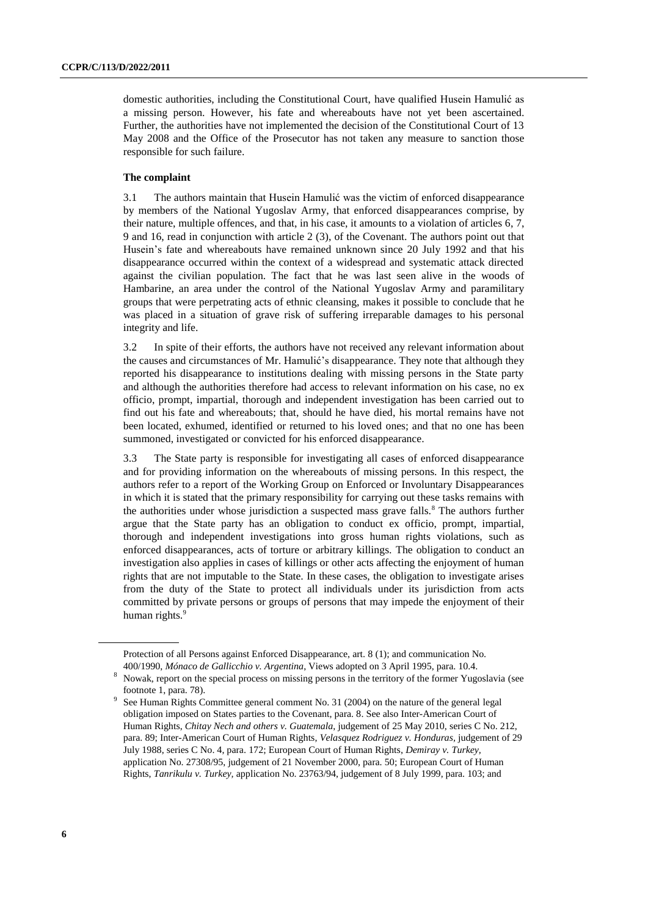domestic authorities, including the Constitutional Court, have qualified Husein Hamulić as a missing person. However, his fate and whereabouts have not yet been ascertained. Further, the authorities have not implemented the decision of the Constitutional Court of 13 May 2008 and the Office of the Prosecutor has not taken any measure to sanction those responsible for such failure.

**The complaint**

3.1 The authors maintain that Husein Hamulić was the victim of enforced disappearance by members of the National Yugoslav Army, that enforced disappearances comprise, by their nature, multiple offences, and that, in his case, it amounts to a violation of articles 6, 7, 9 and 16, read in conjunction with article 2 (3), of the Covenant. The authors point out that Husein's fate and whereabouts have remained unknown since 20 July 1992 and that his disappearance occurred within the context of a widespread and systematic attack directed against the civilian population. The fact that he was last seen alive in the woods of Hambarine, an area under the control of the National Yugoslav Army and paramilitary groups that were perpetrating acts of ethnic cleansing, makes it possible to conclude that he was placed in a situation of grave risk of suffering irreparable damages to his personal integrity and life.

3.2 In spite of their efforts, the authors have not received any relevant information about the causes and circumstances of Mr. Hamulić's disappearance. They note that although they reported his disappearance to institutions dealing with missing persons in the State party and although the authorities therefore had access to relevant information on his case, no ex officio, prompt, impartial, thorough and independent investigation has been carried out to find out his fate and whereabouts; that, should he have died, his mortal remains have not been located, exhumed, identified or returned to his loved ones; and that no one has been summoned, investigated or convicted for his enforced disappearance.

3.3 The State party is responsible for investigating all cases of enforced disappearance and for providing information on the whereabouts of missing persons. In this respect, the authors refer to a report of the Working Group on Enforced or Involuntary Disappearances in which it is stated that the primary responsibility for carrying out these tasks remains with the authorities under whose jurisdiction a suspected mass grave falls.[8] The authors further argue that the State party has an obligation to conduct ex officio, prompt, impartial, thorough and independent investigations into gross human rights violations, such as enforced disappearances, acts of torture or arbitrary killings. The obligation to conduct an investigation also applies in cases of killings or other acts affecting the enjoyment of human rights that are not imputable to the State. In these cases, the obligation to investigate arises from the duty of the State to protect all individuals under its jurisdiction from acts committed by private persons or groups of persons that may impede the enjoyment of their human rights.[9]

---

Protection of all Persons against Enforced Disappearance, art. 8 (1); and communication No. 400/1990, *Mónaco de Gallicchio v. Argentina*, Views adopted on 3 April 1995, para. 10.4.

[8] Nowak, report on the special process on missing persons in the territory of the former Yugoslavia (see footnote 1, para. 78).

[9] See Human Rights Committee general comment No. 31 (2004) on the nature of the general legal obligation imposed on States parties to the Covenant, para. 8. See also Inter-American Court of Human Rights, *Chitay Nech and others v. Guatemala*, judgement of 25 May 2010, series C No. 212, para. 89; Inter-American Court of Human Rights, *Velasquez Rodriguez v. Honduras*, judgement of 29 July 1988, series C No. 4, para. 172; European Court of Human Rights, *Demiray v. Turkey*, application No. 27308/95, judgement of 21 November 2000, para. 50; European Court of Human Rights, *Tanrikulu v. Turkey*, application No. 23763/94, judgement of 8 July 1999, para. 103; and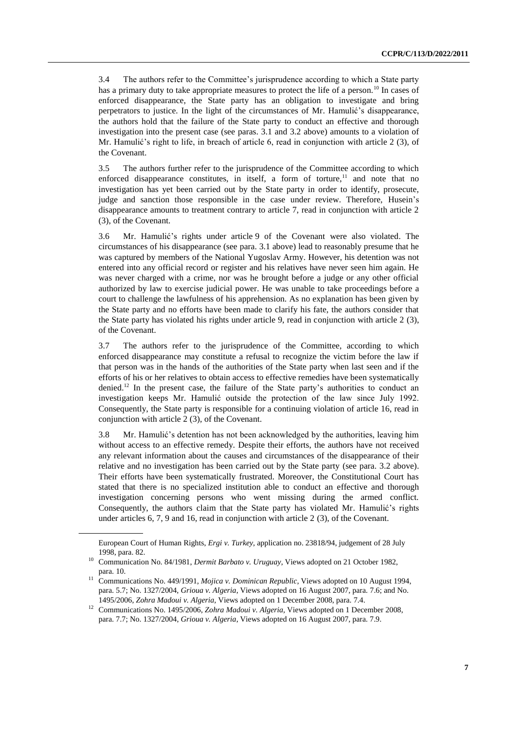3.4 The authors refer to the Committee's jurisprudence according to which a State party has a primary duty to take appropriate measures to protect the life of a person.[10] In cases of enforced disappearance, the State party has an obligation to investigate and bring perpetrators to justice. In the light of the circumstances of Mr. Hamulić's disappearance, the authors hold that the failure of the State party to conduct an effective and thorough investigation into the present case (see paras. 3.1 and 3.2 above) amounts to a violation of Mr. Hamulić's right to life, in breach of article 6, read in conjunction with article 2 (3), of the Covenant.

3.5 The authors further refer to the jurisprudence of the Committee according to which enforced disappearance constitutes, in itself, a form of torture,[11] and note that no investigation has yet been carried out by the State party in order to identify, prosecute, judge and sanction those responsible in the case under review. Therefore, Husein's disappearance amounts to treatment contrary to article 7, read in conjunction with article 2 (3), of the Covenant.

3.6 Mr. Hamulić's rights under article 9 of the Covenant were also violated. The circumstances of his disappearance (see para. 3.1 above) lead to reasonably presume that he was captured by members of the National Yugoslav Army. However, his detention was not entered into any official record or register and his relatives have never seen him again. He was never charged with a crime, nor was he brought before a judge or any other official authorized by law to exercise judicial power. He was unable to take proceedings before a court to challenge the lawfulness of his apprehension. As no explanation has been given by the State party and no efforts have been made to clarify his fate, the authors consider that the State party has violated his rights under article 9, read in conjunction with article 2 (3), of the Covenant.

3.7 The authors refer to the jurisprudence of the Committee, according to which enforced disappearance may constitute a refusal to recognize the victim before the law if that person was in the hands of the authorities of the State party when last seen and if the efforts of his or her relatives to obtain access to effective remedies have been systematically denied.[12] In the present case, the failure of the State party's authorities to conduct an investigation keeps Mr. Hamulić outside the protection of the law since July 1992. Consequently, the State party is responsible for a continuing violation of article 16, read in conjunction with article 2 (3), of the Covenant.

3.8 Mr. Hamulić's detention has not been acknowledged by the authorities, leaving him without access to an effective remedy. Despite their efforts, the authors have not received any relevant information about the causes and circumstances of the disappearance of their relative and no investigation has been carried out by the State party (see para. 3.2 above). Their efforts have been systematically frustrated. Moreover, the Constitutional Court has stated that there is no specialized institution able to conduct an effective and thorough investigation concerning persons who went missing during the armed conflict. Consequently, the authors claim that the State party has violated Mr. Hamulić's rights under articles 6, 7, 9 and 16, read in conjunction with article 2 (3), of the Covenant.

---

European Court of Human Rights, *Ergi v. Turkey*, application no. 23818/94, judgement of 28 July 1998, para. 82.

[10] Communication No. 84/1981, *Dermit Barbato v. Uruguay*, Views adopted on 21 October 1982, para. 10.

[11] Communications No. 449/1991, *Mojica v. Dominican Republic*, Views adopted on 10 August 1994, para. 5.7; No. 1327/2004, *Grioua v. Algeria*, Views adopted on 16 August 2007, para. 7.6; and No. 1495/2006, *Zohra Madoui v. Algeria*, Views adopted on 1 December 2008, para. 7.4.

[12] Communications No. 1495/2006, *Zohra Madoui v. Algeria*, Views adopted on 1 December 2008, para. 7.7; No. 1327/2004, *Grioua v. Algeria*, Views adopted on 16 August 2007, para. 7.9.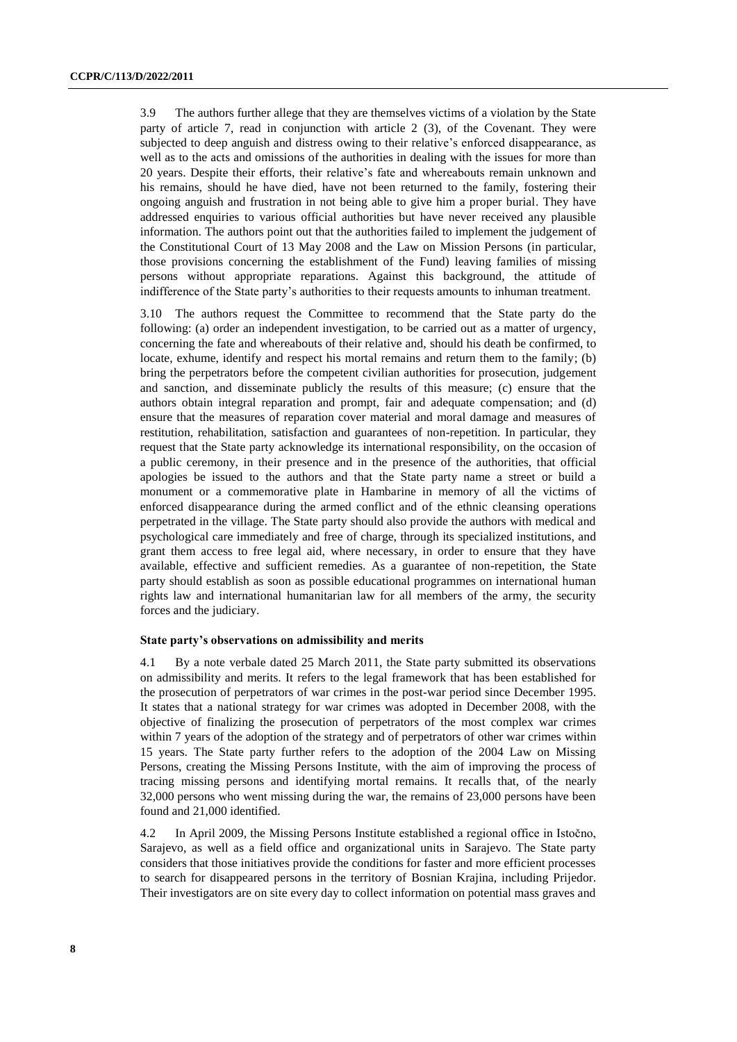3.9 The authors further allege that they are themselves victims of a violation by the State party of article 7, read in conjunction with article 2 (3), of the Covenant. They were subjected to deep anguish and distress owing to their relative's enforced disappearance, as well as to the acts and omissions of the authorities in dealing with the issues for more than 20 years. Despite their efforts, their relative's fate and whereabouts remain unknown and his remains, should he have died, have not been returned to the family, fostering their ongoing anguish and frustration in not being able to give him a proper burial. They have addressed enquiries to various official authorities but have never received any plausible information. The authors point out that the authorities failed to implement the judgement of the Constitutional Court of 13 May 2008 and the Law on Mission Persons (in particular, those provisions concerning the establishment of the Fund) leaving families of missing persons without appropriate reparations. Against this background, the attitude of indifference of the State party's authorities to their requests amounts to inhuman treatment.

3.10 The authors request the Committee to recommend that the State party do the following: (a) order an independent investigation, to be carried out as a matter of urgency, concerning the fate and whereabouts of their relative and, should his death be confirmed, to locate, exhume, identify and respect his mortal remains and return them to the family; (b) bring the perpetrators before the competent civilian authorities for prosecution, judgement and sanction, and disseminate publicly the results of this measure; (c) ensure that the authors obtain integral reparation and prompt, fair and adequate compensation; and (d) ensure that the measures of reparation cover material and moral damage and measures of restitution, rehabilitation, satisfaction and guarantees of non-repetition. In particular, they request that the State party acknowledge its international responsibility, on the occasion of a public ceremony, in their presence and in the presence of the authorities, that official apologies be issued to the authors and that the State party name a street or build a monument or a commemorative plate in Hambarine in memory of all the victims of enforced disappearance during the armed conflict and of the ethnic cleansing operations perpetrated in the village. The State party should also provide the authors with medical and psychological care immediately and free of charge, through its specialized institutions, and grant them access to free legal aid, where necessary, in order to ensure that they have available, effective and sufficient remedies. As a guarantee of non-repetition, the State party should establish as soon as possible educational programmes on international human rights law and international humanitarian law for all members of the army, the security forces and the judiciary.

### State party's observations on admissibility and merits

4.1 By a note verbale dated 25 March 2011, the State party submitted its observations on admissibility and merits. It refers to the legal framework that has been established for the prosecution of perpetrators of war crimes in the post-war period since December 1995. It states that a national strategy for war crimes was adopted in December 2008, with the objective of finalizing the prosecution of perpetrators of the most complex war crimes within 7 years of the adoption of the strategy and of perpetrators of other war crimes within 15 years. The State party further refers to the adoption of the 2004 Law on Missing Persons, creating the Missing Persons Institute, with the aim of improving the process of tracing missing persons and identifying mortal remains. It recalls that, of the nearly 32,000 persons who went missing during the war, the remains of 23,000 persons have been found and 21,000 identified.

4.2 In April 2009, the Missing Persons Institute established a regional office in Istočno, Sarajevo, as well as a field office and organizational units in Sarajevo. The State party considers that those initiatives provide the conditions for faster and more efficient processes to search for disappeared persons in the territory of Bosnian Krajina, including Prijedor. Their investigators are on site every day to collect information on potential mass graves and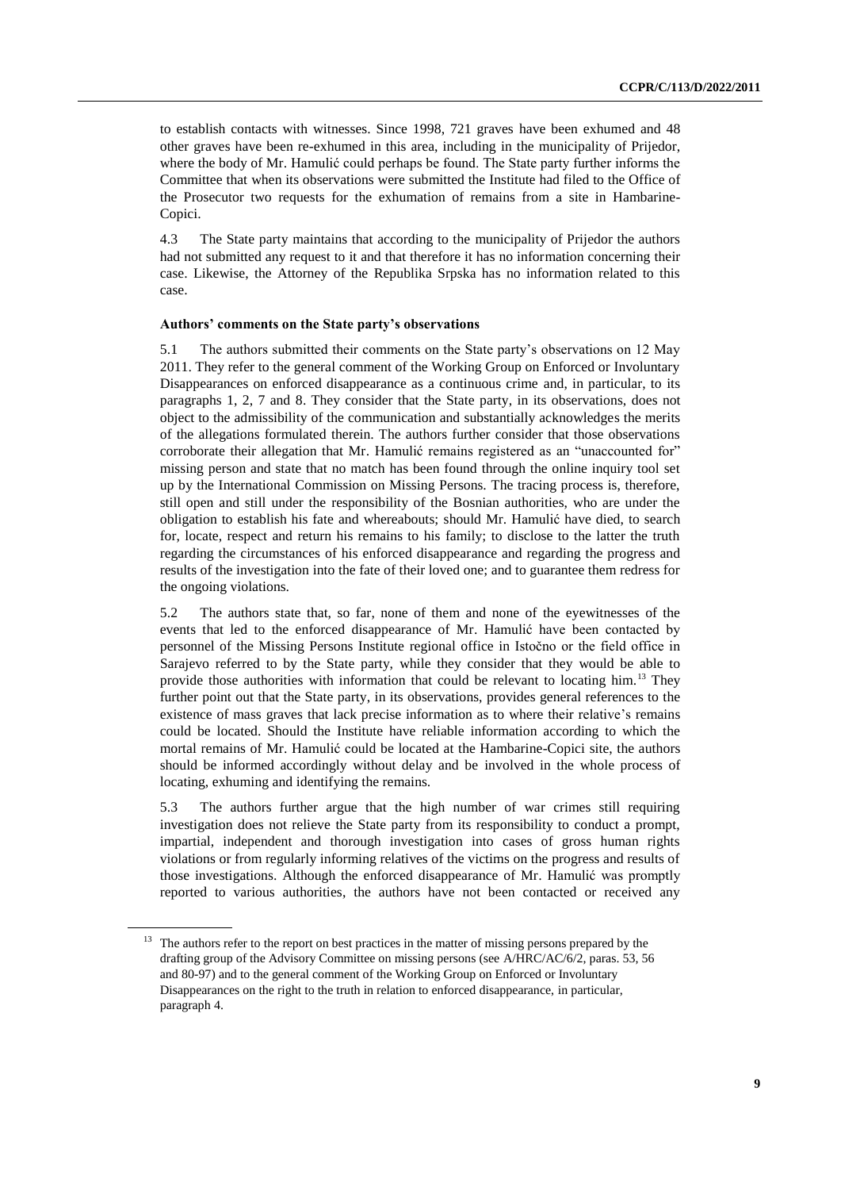to establish contacts with witnesses. Since 1998, 721 graves have been exhumed and 48 other graves have been re-exhumed in this area, including in the municipality of Prijedor, where the body of Mr. Hamulić could perhaps be found. The State party further informs the Committee that when its observations were submitted the Institute had filed to the Office of the Prosecutor two requests for the exhumation of remains from a site in Hambarine-Copici.

4.3 The State party maintains that according to the municipality of Prijedor the authors had not submitted any request to it and that therefore it has no information concerning their case. Likewise, the Attorney of the Republika Srpska has no information related to this case.

### Authors' comments on the State party's observations

5.1 The authors submitted their comments on the State party's observations on 12 May 2011. They refer to the general comment of the Working Group on Enforced or Involuntary Disappearances on enforced disappearance as a continuous crime and, in particular, to its paragraphs 1, 2, 7 and 8. They consider that the State party, in its observations, does not object to the admissibility of the communication and substantially acknowledges the merits of the allegations formulated therein. The authors further consider that those observations corroborate their allegation that Mr. Hamulić remains registered as an "unaccounted for" missing person and state that no match has been found through the online inquiry tool set up by the International Commission on Missing Persons. The tracing process is, therefore, still open and still under the responsibility of the Bosnian authorities, who are under the obligation to establish his fate and whereabouts; should Mr. Hamulić have died, to search for, locate, respect and return his remains to his family; to disclose to the latter the truth regarding the circumstances of his enforced disappearance and regarding the progress and results of the investigation into the fate of their loved one; and to guarantee them redress for the ongoing violations.

5.2 The authors state that, so far, none of them and none of the eyewitnesses of the events that led to the enforced disappearance of Mr. Hamulić have been contacted by personnel of the Missing Persons Institute regional office in Istočno or the field office in Sarajevo referred to by the State party, while they consider that they would be able to provide those authorities with information that could be relevant to locating him.[13] They further point out that the State party, in its observations, provides general references to the existence of mass graves that lack precise information as to where their relative's remains could be located. Should the Institute have reliable information according to which the mortal remains of Mr. Hamulić could be located at the Hambarine-Copici site, the authors should be informed accordingly without delay and be involved in the whole process of locating, exhuming and identifying the remains.

5.3 The authors further argue that the high number of war crimes still requiring investigation does not relieve the State party from its responsibility to conduct a prompt, impartial, independent and thorough investigation into cases of gross human rights violations or from regularly informing relatives of the victims on the progress and results of those investigations. Although the enforced disappearance of Mr. Hamulić was promptly reported to various authorities, the authors have not been contacted or received any

[13] The authors refer to the report on best practices in the matter of missing persons prepared by the drafting group of the Advisory Committee on missing persons (see A/HRC/AC/6/2, paras. 53, 56 and 80-97) and to the general comment of the Working Group on Enforced or Involuntary Disappearances on the right to the truth in relation to enforced disappearance, in particular, paragraph 4.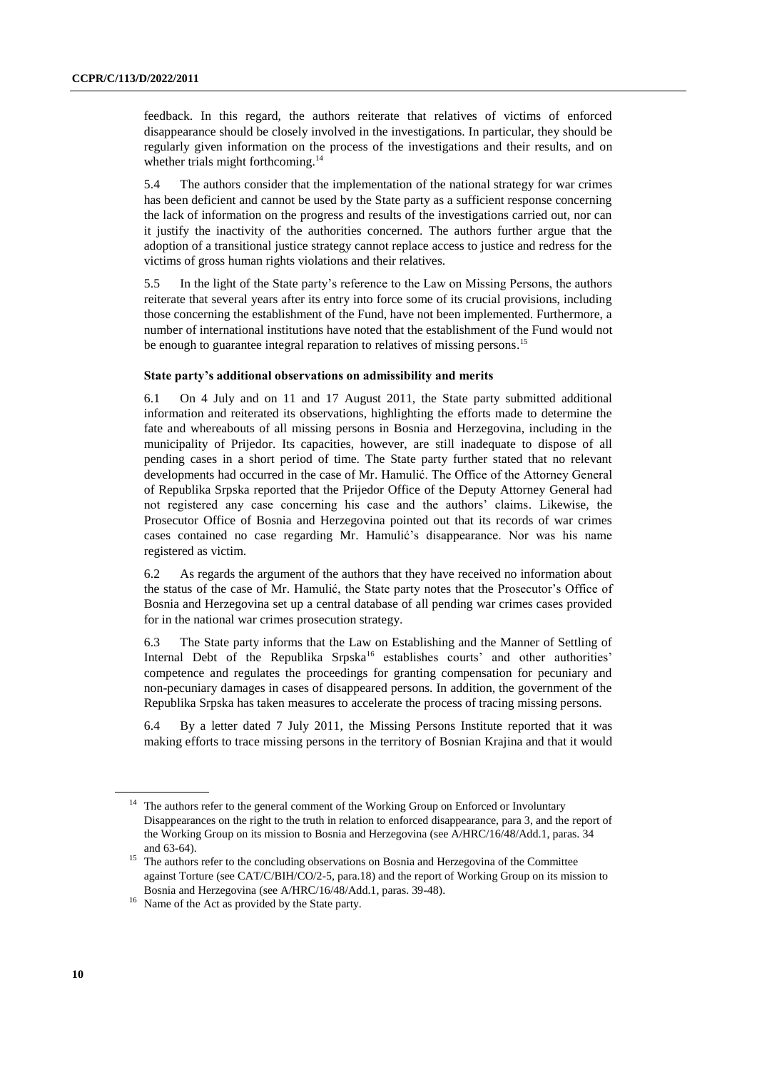feedback. In this regard, the authors reiterate that relatives of victims of enforced disappearance should be closely involved in the investigations. In particular, they should be regularly given information on the process of the investigations and their results, and on whether trials might forthcoming.[14]

5.4 The authors consider that the implementation of the national strategy for war crimes has been deficient and cannot be used by the State party as a sufficient response concerning the lack of information on the progress and results of the investigations carried out, nor can it justify the inactivity of the authorities concerned. The authors further argue that the adoption of a transitional justice strategy cannot replace access to justice and redress for the victims of gross human rights violations and their relatives.

5.5 In the light of the State party's reference to the Law on Missing Persons, the authors reiterate that several years after its entry into force some of its crucial provisions, including those concerning the establishment of the Fund, have not been implemented. Furthermore, a number of international institutions have noted that the establishment of the Fund would not be enough to guarantee integral reparation to relatives of missing persons.[15]

**State party's additional observations on admissibility and merits**

6.1 On 4 July and on 11 and 17 August 2011, the State party submitted additional information and reiterated its observations, highlighting the efforts made to determine the fate and whereabouts of all missing persons in Bosnia and Herzegovina, including in the municipality of Prijedor. Its capacities, however, are still inadequate to dispose of all pending cases in a short period of time. The State party further stated that no relevant developments had occurred in the case of Mr. Hamulić. The Office of the Attorney General of Republika Srpska reported that the Prijedor Office of the Deputy Attorney General had not registered any case concerning his case and the authors' claims. Likewise, the Prosecutor Office of Bosnia and Herzegovina pointed out that its records of war crimes cases contained no case regarding Mr. Hamulić's disappearance. Nor was his name registered as victim.

6.2 As regards the argument of the authors that they have received no information about the status of the case of Mr. Hamulić, the State party notes that the Prosecutor's Office of Bosnia and Herzegovina set up a central database of all pending war crimes cases provided for in the national war crimes prosecution strategy.

6.3 The State party informs that the Law on Establishing and the Manner of Settling of Internal Debt of the Republika Srpska[16] establishes courts' and other authorities' competence and regulates the proceedings for granting compensation for pecuniary and non-pecuniary damages in cases of disappeared persons. In addition, the government of the Republika Srpska has taken measures to accelerate the process of tracing missing persons.

6.4 By a letter dated 7 July 2011, the Missing Persons Institute reported that it was making efforts to trace missing persons in the territory of Bosnian Krajina and that it would

---

[14] The authors refer to the general comment of the Working Group on Enforced or Involuntary Disappearances on the right to the truth in relation to enforced disappearance, para 3, and the report of the Working Group on its mission to Bosnia and Herzegovina (see A/HRC/16/48/Add.1, paras. 34 and 63-64).

[15] The authors refer to the concluding observations on Bosnia and Herzegovina of the Committee against Torture (see CAT/C/BIH/CO/2-5, para.18) and the report of Working Group on its mission to Bosnia and Herzegovina (see A/HRC/16/48/Add.1, paras. 39-48).

[16] Name of the Act as provided by the State party.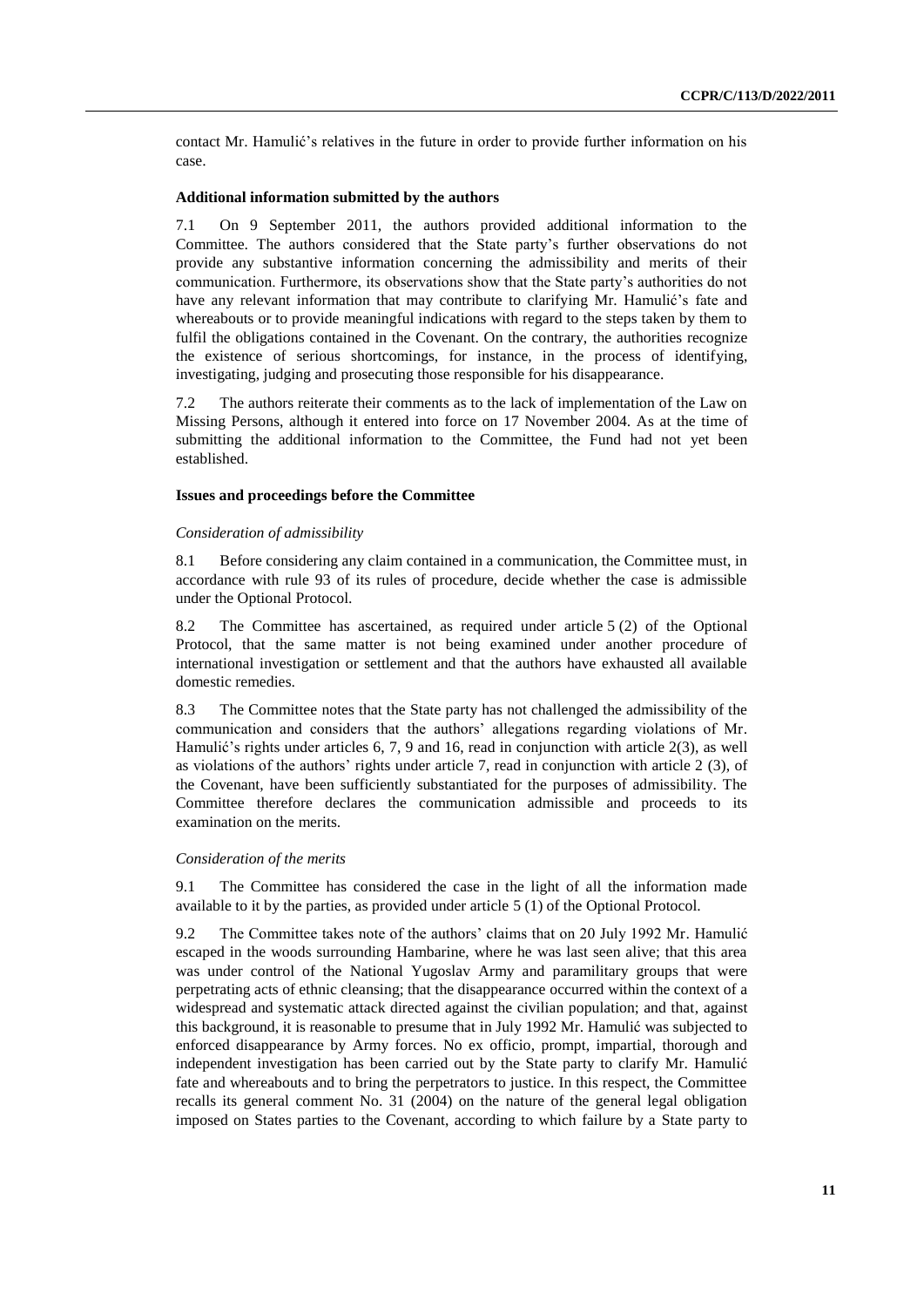contact Mr. Hamulić's relatives in the future in order to provide further information on his case.

### Additional information submitted by the authors

7.1 On 9 September 2011, the authors provided additional information to the Committee. The authors considered that the State party's further observations do not provide any substantive information concerning the admissibility and merits of their communication. Furthermore, its observations show that the State party's authorities do not have any relevant information that may contribute to clarifying Mr. Hamulić's fate and whereabouts or to provide meaningful indications with regard to the steps taken by them to fulfil the obligations contained in the Covenant. On the contrary, the authorities recognize the existence of serious shortcomings, for instance, in the process of identifying, investigating, judging and prosecuting those responsible for his disappearance.

7.2 The authors reiterate their comments as to the lack of implementation of the Law on Missing Persons, although it entered into force on 17 November 2004. As at the time of submitting the additional information to the Committee, the Fund had not yet been established.

### Issues and proceedings before the Committee

*Consideration of admissibility*

8.1 Before considering any claim contained in a communication, the Committee must, in accordance with rule 93 of its rules of procedure, decide whether the case is admissible under the Optional Protocol.

8.2 The Committee has ascertained, as required under article 5 (2) of the Optional Protocol, that the same matter is not being examined under another procedure of international investigation or settlement and that the authors have exhausted all available domestic remedies.

8.3 The Committee notes that the State party has not challenged the admissibility of the communication and considers that the authors' allegations regarding violations of Mr. Hamulić's rights under articles 6, 7, 9 and 16, read in conjunction with article 2(3), as well as violations of the authors' rights under article 7, read in conjunction with article 2 (3), of the Covenant, have been sufficiently substantiated for the purposes of admissibility. The Committee therefore declares the communication admissible and proceeds to its examination on the merits.

*Consideration of the merits*

9.1 The Committee has considered the case in the light of all the information made available to it by the parties, as provided under article 5 (1) of the Optional Protocol.

9.2 The Committee takes note of the authors' claims that on 20 July 1992 Mr. Hamulić escaped in the woods surrounding Hambarine, where he was last seen alive; that this area was under control of the National Yugoslav Army and paramilitary groups that were perpetrating acts of ethnic cleansing; that the disappearance occurred within the context of a widespread and systematic attack directed against the civilian population; and that, against this background, it is reasonable to presume that in July 1992 Mr. Hamulić was subjected to enforced disappearance by Army forces. No ex officio, prompt, impartial, thorough and independent investigation has been carried out by the State party to clarify Mr. Hamulić fate and whereabouts and to bring the perpetrators to justice. In this respect, the Committee recalls its general comment No. 31 (2004) on the nature of the general legal obligation imposed on States parties to the Covenant, according to which failure by a State party to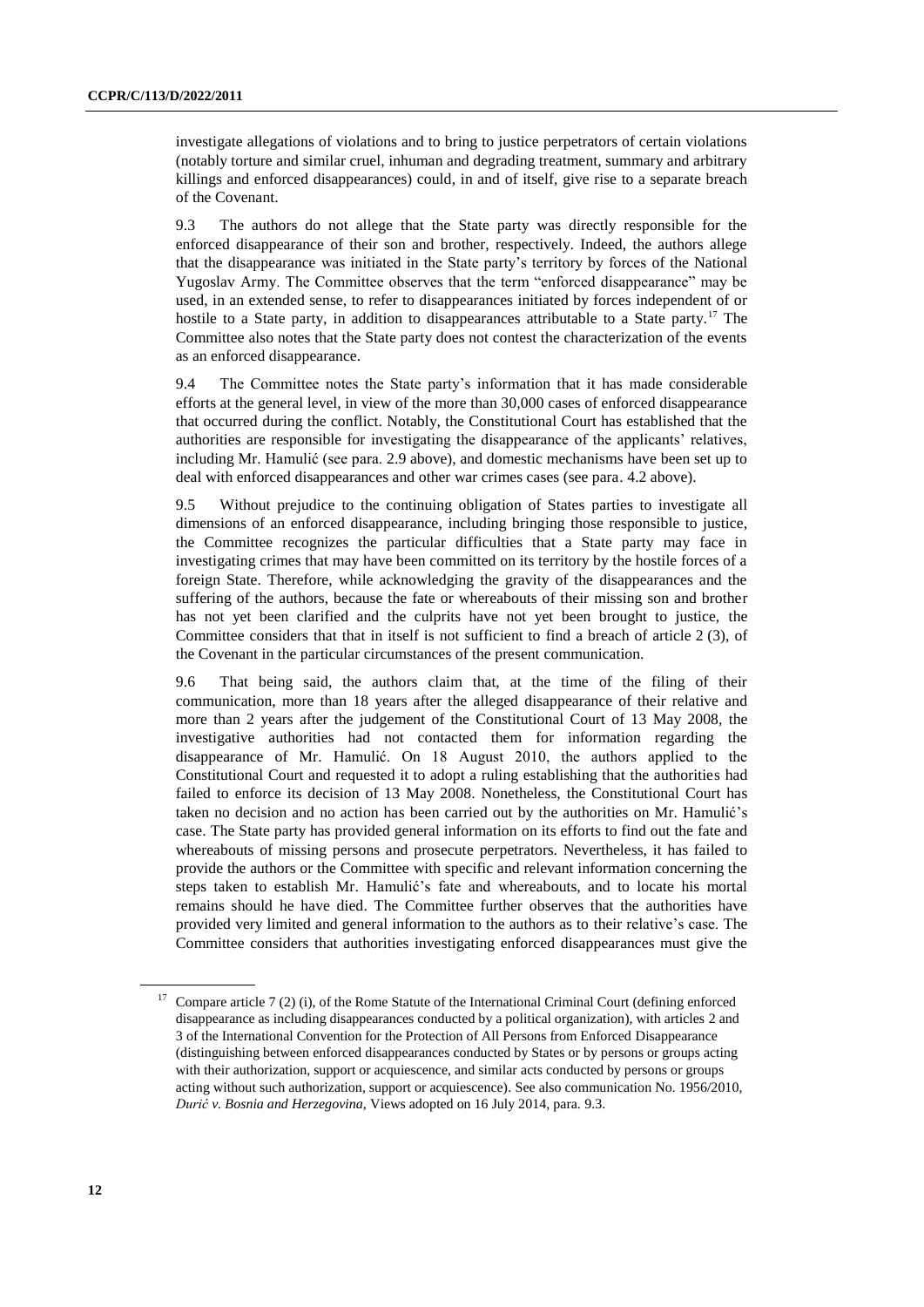investigate allegations of violations and to bring to justice perpetrators of certain violations (notably torture and similar cruel, inhuman and degrading treatment, summary and arbitrary killings and enforced disappearances) could, in and of itself, give rise to a separate breach of the Covenant.

9.3 The authors do not allege that the State party was directly responsible for the enforced disappearance of their son and brother, respectively. Indeed, the authors allege that the disappearance was initiated in the State party's territory by forces of the National Yugoslav Army. The Committee observes that the term "enforced disappearance" may be used, in an extended sense, to refer to disappearances initiated by forces independent of or hostile to a State party, in addition to disappearances attributable to a State party.[17] The Committee also notes that the State party does not contest the characterization of the events as an enforced disappearance.

9.4 The Committee notes the State party's information that it has made considerable efforts at the general level, in view of the more than 30,000 cases of enforced disappearance that occurred during the conflict. Notably, the Constitutional Court has established that the authorities are responsible for investigating the disappearance of the applicants' relatives, including Mr. Hamulić (see para. 2.9 above), and domestic mechanisms have been set up to deal with enforced disappearances and other war crimes cases (see para. 4.2 above).

9.5 Without prejudice to the continuing obligation of States parties to investigate all dimensions of an enforced disappearance, including bringing those responsible to justice, the Committee recognizes the particular difficulties that a State party may face in investigating crimes that may have been committed on its territory by the hostile forces of a foreign State. Therefore, while acknowledging the gravity of the disappearances and the suffering of the authors, because the fate or whereabouts of their missing son and brother has not yet been clarified and the culprits have not yet been brought to justice, the Committee considers that that in itself is not sufficient to find a breach of article 2 (3), of the Covenant in the particular circumstances of the present communication.

9.6 That being said, the authors claim that, at the time of the filing of their communication, more than 18 years after the alleged disappearance of their relative and more than 2 years after the judgement of the Constitutional Court of 13 May 2008, the investigative authorities had not contacted them for information regarding the disappearance of Mr. Hamulić. On 18 August 2010, the authors applied to the Constitutional Court and requested it to adopt a ruling establishing that the authorities had failed to enforce its decision of 13 May 2008. Nonetheless, the Constitutional Court has taken no decision and no action has been carried out by the authorities on Mr. Hamulić's case. The State party has provided general information on its efforts to find out the fate and whereabouts of missing persons and prosecute perpetrators. Nevertheless, it has failed to provide the authors or the Committee with specific and relevant information concerning the steps taken to establish Mr. Hamulić's fate and whereabouts, and to locate his mortal remains should he have died. The Committee further observes that the authorities have provided very limited and general information to the authors as to their relative's case. The Committee considers that authorities investigating enforced disappearances must give the

---

[17] Compare article 7 (2) (i), of the Rome Statute of the International Criminal Court (defining enforced disappearance as including disappearances conducted by a political organization), with articles 2 and 3 of the International Convention for the Protection of All Persons from Enforced Disappearance (distinguishing between enforced disappearances conducted by States or by persons or groups acting with their authorization, support or acquiescence, and similar acts conducted by persons or groups acting without such authorization, support or acquiescence). See also communication No. 1956/2010, *Durić v. Bosnia and Herzegovina*, Views adopted on 16 July 2014, para. 9.3.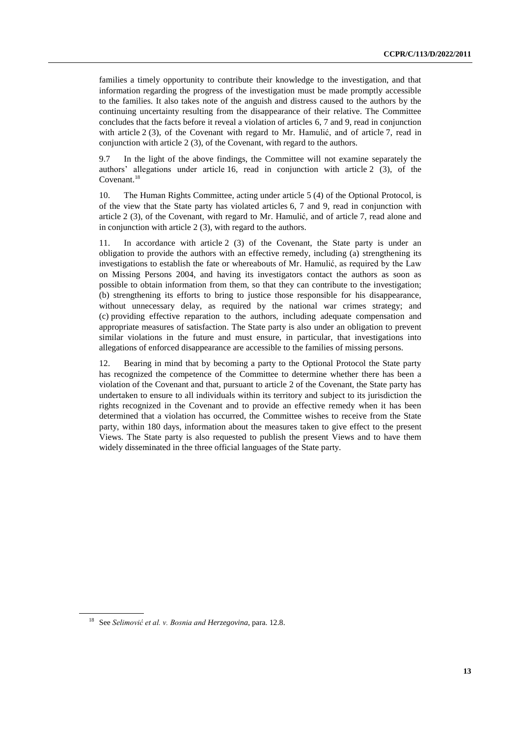families a timely opportunity to contribute their knowledge to the investigation, and that information regarding the progress of the investigation must be made promptly accessible to the families. It also takes note of the anguish and distress caused to the authors by the continuing uncertainty resulting from the disappearance of their relative. The Committee concludes that the facts before it reveal a violation of articles 6, 7 and 9, read in conjunction with article 2 (3), of the Covenant with regard to Mr. Hamulić, and of article 7, read in conjunction with article 2 (3), of the Covenant, with regard to the authors.

9.7 In the light of the above findings, the Committee will not examine separately the authors' allegations under article 16, read in conjunction with article 2 (3), of the Covenant.[18]

10. The Human Rights Committee, acting under article 5 (4) of the Optional Protocol, is of the view that the State party has violated articles 6, 7 and 9, read in conjunction with article 2 (3), of the Covenant, with regard to Mr. Hamulić, and of article 7, read alone and in conjunction with article 2 (3), with regard to the authors.

11. In accordance with article 2 (3) of the Covenant, the State party is under an obligation to provide the authors with an effective remedy, including (a) strengthening its investigations to establish the fate or whereabouts of Mr. Hamulić, as required by the Law on Missing Persons 2004, and having its investigators contact the authors as soon as possible to obtain information from them, so that they can contribute to the investigation; (b) strengthening its efforts to bring to justice those responsible for his disappearance, without unnecessary delay, as required by the national war crimes strategy; and (c) providing effective reparation to the authors, including adequate compensation and appropriate measures of satisfaction. The State party is also under an obligation to prevent similar violations in the future and must ensure, in particular, that investigations into allegations of enforced disappearance are accessible to the families of missing persons.

12. Bearing in mind that by becoming a party to the Optional Protocol the State party has recognized the competence of the Committee to determine whether there has been a violation of the Covenant and that, pursuant to article 2 of the Covenant, the State party has undertaken to ensure to all individuals within its territory and subject to its jurisdiction the rights recognized in the Covenant and to provide an effective remedy when it has been determined that a violation has occurred, the Committee wishes to receive from the State party, within 180 days, information about the measures taken to give effect to the present Views. The State party is also requested to publish the present Views and to have them widely disseminated in the three official languages of the State party.

---

[18] See *Selimović et al. v. Bosnia and Herzegovina*, para. 12.8.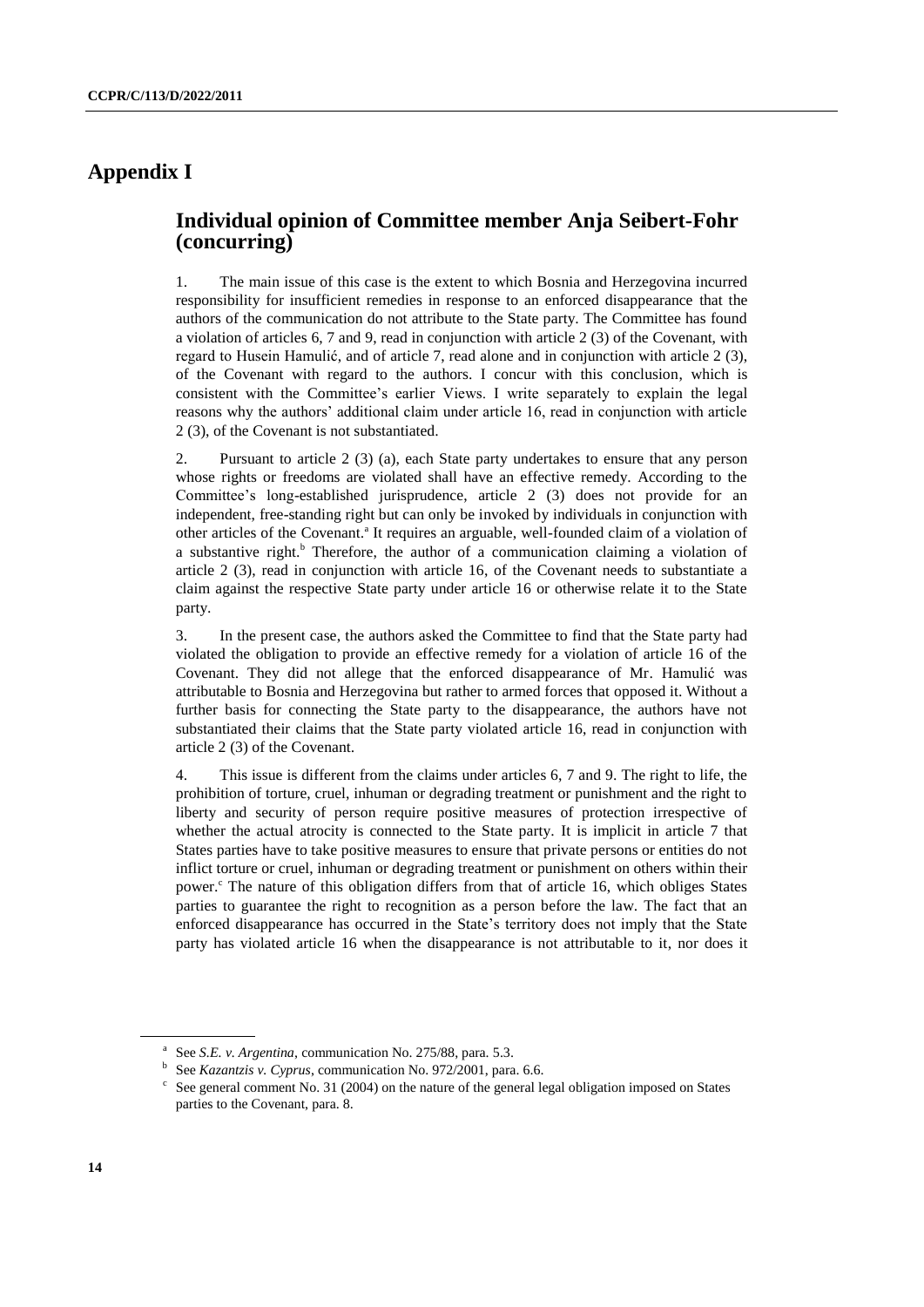# Appendix I

## Individual opinion of Committee member Anja Seibert-Fohr (concurring)

1. The main issue of this case is the extent to which Bosnia and Herzegovina incurred responsibility for insufficient remedies in response to an enforced disappearance that the authors of the communication do not attribute to the State party. The Committee has found a violation of articles 6, 7 and 9, read in conjunction with article 2 (3) of the Covenant, with regard to Husein Hamulić, and of article 7, read alone and in conjunction with article 2 (3), of the Covenant with regard to the authors. I concur with this conclusion, which is consistent with the Committee's earlier Views. I write separately to explain the legal reasons why the authors' additional claim under article 16, read in conjunction with article 2 (3), of the Covenant is not substantiated.

2. Pursuant to article 2 (3) (a), each State party undertakes to ensure that any person whose rights or freedoms are violated shall have an effective remedy. According to the Committee's long-established jurisprudence, article 2 (3) does not provide for an independent, free-standing right but can only be invoked by individuals in conjunction with other articles of the Covenant.[a] It requires an arguable, well-founded claim of a violation of a substantive right.[b] Therefore, the author of a communication claiming a violation of article 2 (3), read in conjunction with article 16, of the Covenant needs to substantiate a claim against the respective State party under article 16 or otherwise relate it to the State party.

3. In the present case, the authors asked the Committee to find that the State party had violated the obligation to provide an effective remedy for a violation of article 16 of the Covenant. They did not allege that the enforced disappearance of Mr. Hamulić was attributable to Bosnia and Herzegovina but rather to armed forces that opposed it. Without a further basis for connecting the State party to the disappearance, the authors have not substantiated their claims that the State party violated article 16, read in conjunction with article 2 (3) of the Covenant.

4. This issue is different from the claims under articles 6, 7 and 9. The right to life, the prohibition of torture, cruel, inhuman or degrading treatment or punishment and the right to liberty and security of person require positive measures of protection irrespective of whether the actual atrocity is connected to the State party. It is implicit in article 7 that States parties have to take positive measures to ensure that private persons or entities do not inflict torture or cruel, inhuman or degrading treatment or punishment on others within their power.[c] The nature of this obligation differs from that of article 16, which obliges States parties to guarantee the right to recognition as a person before the law. The fact that an enforced disappearance has occurred in the State's territory does not imply that the State party has violated article 16 when the disappearance is not attributable to it, nor does it

---

[a] See *S.E. v. Argentina*, communication No. 275/88, para. 5.3.

[b] See *Kazantzis v. Cyprus*, communication No. 972/2001, para. 6.6.

[c] See general comment No. 31 (2004) on the nature of the general legal obligation imposed on States parties to the Covenant, para. 8.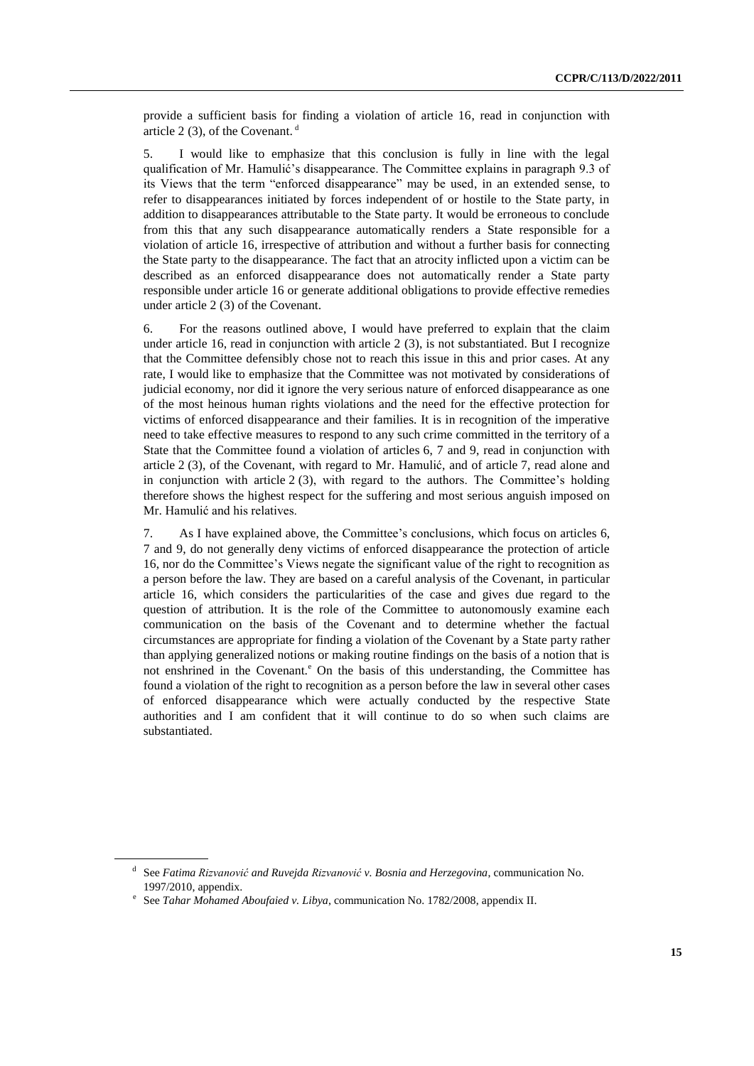provide a sufficient basis for finding a violation of article 16, read in conjunction with article 2 (3), of the Covenant. [d]

5. I would like to emphasize that this conclusion is fully in line with the legal qualification of Mr. Hamulić's disappearance. The Committee explains in paragraph 9.3 of its Views that the term "enforced disappearance" may be used, in an extended sense, to refer to disappearances initiated by forces independent of or hostile to the State party, in addition to disappearances attributable to the State party. It would be erroneous to conclude from this that any such disappearance automatically renders a State responsible for a violation of article 16, irrespective of attribution and without a further basis for connecting the State party to the disappearance. The fact that an atrocity inflicted upon a victim can be described as an enforced disappearance does not automatically render a State party responsible under article 16 or generate additional obligations to provide effective remedies under article 2 (3) of the Covenant.

6. For the reasons outlined above, I would have preferred to explain that the claim under article 16, read in conjunction with article 2 (3), is not substantiated. But I recognize that the Committee defensibly chose not to reach this issue in this and prior cases. At any rate, I would like to emphasize that the Committee was not motivated by considerations of judicial economy, nor did it ignore the very serious nature of enforced disappearance as one of the most heinous human rights violations and the need for the effective protection for victims of enforced disappearance and their families. It is in recognition of the imperative need to take effective measures to respond to any such crime committed in the territory of a State that the Committee found a violation of articles 6, 7 and 9, read in conjunction with article 2 (3), of the Covenant, with regard to Mr. Hamulić, and of article 7, read alone and in conjunction with article 2 (3), with regard to the authors. The Committee's holding therefore shows the highest respect for the suffering and most serious anguish imposed on Mr. Hamulić and his relatives.

7. As I have explained above, the Committee's conclusions, which focus on articles 6, 7 and 9, do not generally deny victims of enforced disappearance the protection of article 16, nor do the Committee's Views negate the significant value of the right to recognition as a person before the law. They are based on a careful analysis of the Covenant, in particular article 16, which considers the particularities of the case and gives due regard to the question of attribution. It is the role of the Committee to autonomously examine each communication on the basis of the Covenant and to determine whether the factual circumstances are appropriate for finding a violation of the Covenant by a State party rather than applying generalized notions or making routine findings on the basis of a notion that is not enshrined in the Covenant.[e] On the basis of this understanding, the Committee has found a violation of the right to recognition as a person before the law in several other cases of enforced disappearance which were actually conducted by the respective State authorities and I am confident that it will continue to do so when such claims are substantiated.

---

[d] See *Fatima Rizvanović and Ruvejda Rizvanović v. Bosnia and Herzegovina*, communication No. 1997/2010, appendix.

[e] See *Tahar Mohamed Aboufaied v. Libya*, communication No. 1782/2008, appendix II.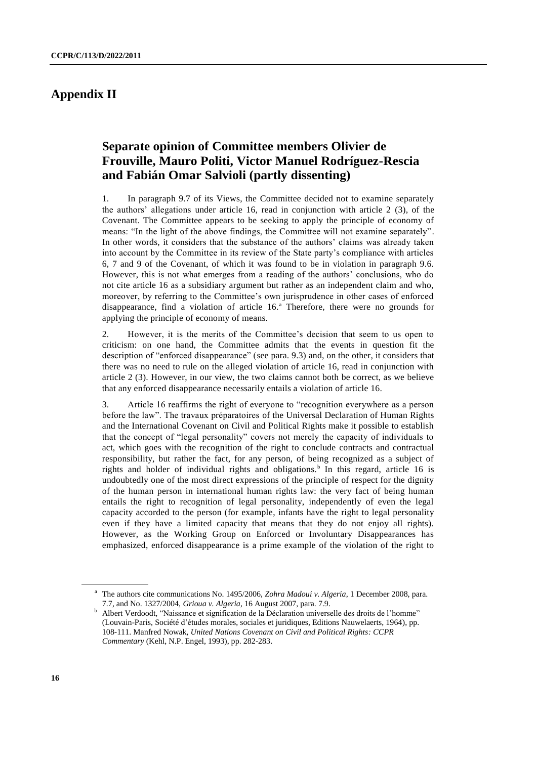# Appendix II

## Separate opinion of Committee members Olivier de Frouville, Mauro Politi, Victor Manuel Rodríguez-Rescia and Fabián Omar Salvioli (partly dissenting)

1. In paragraph 9.7 of its Views, the Committee decided not to examine separately the authors' allegations under article 16, read in conjunction with article 2 (3), of the Covenant. The Committee appears to be seeking to apply the principle of economy of means: "In the light of the above findings, the Committee will not examine separately". In other words, it considers that the substance of the authors' claims was already taken into account by the Committee in its review of the State party's compliance with articles 6, 7 and 9 of the Covenant, of which it was found to be in violation in paragraph 9.6. However, this is not what emerges from a reading of the authors' conclusions, who do not cite article 16 as a subsidiary argument but rather as an independent claim and who, moreover, by referring to the Committee's own jurisprudence in other cases of enforced disappearance, find a violation of article 16.[a] Therefore, there were no grounds for applying the principle of economy of means.

2. However, it is the merits of the Committee's decision that seem to us open to criticism: on one hand, the Committee admits that the events in question fit the description of "enforced disappearance" (see para. 9.3) and, on the other, it considers that there was no need to rule on the alleged violation of article 16, read in conjunction with article 2 (3). However, in our view, the two claims cannot both be correct, as we believe that any enforced disappearance necessarily entails a violation of article 16.

3. Article 16 reaffirms the right of everyone to "recognition everywhere as a person before the law". The travaux préparatoires of the Universal Declaration of Human Rights and the International Covenant on Civil and Political Rights make it possible to establish that the concept of "legal personality" covers not merely the capacity of individuals to act, which goes with the recognition of the right to conclude contracts and contractual responsibility, but rather the fact, for any person, of being recognized as a subject of rights and holder of individual rights and obligations.[b] In this regard, article 16 is undoubtedly one of the most direct expressions of the principle of respect for the dignity of the human person in international human rights law: the very fact of being human entails the right to recognition of legal personality, independently of even the legal capacity accorded to the person (for example, infants have the right to legal personality even if they have a limited capacity that means that they do not enjoy all rights). However, as the Working Group on Enforced or Involuntary Disappearances has emphasized, enforced disappearance is a prime example of the violation of the right to

---

[a] The authors cite communications No. 1495/2006, *Zohra Madoui v. Algeria*, 1 December 2008, para. 7.7, and No. 1327/2004, *Grioua v. Algeria*, 16 August 2007, para. 7.9.

[b] Albert Verdoodt, "Naissance et signification de la Déclaration universelle des droits de l'homme" (Louvain-Paris, Société d'études morales, sociales et juridiques, Editions Nauwelaerts, 1964), pp. 108-111. Manfred Nowak, *United Nations Covenant on Civil and Political Rights: CCPR Commentary* (Kehl, N.P. Engel, 1993), pp. 282-283.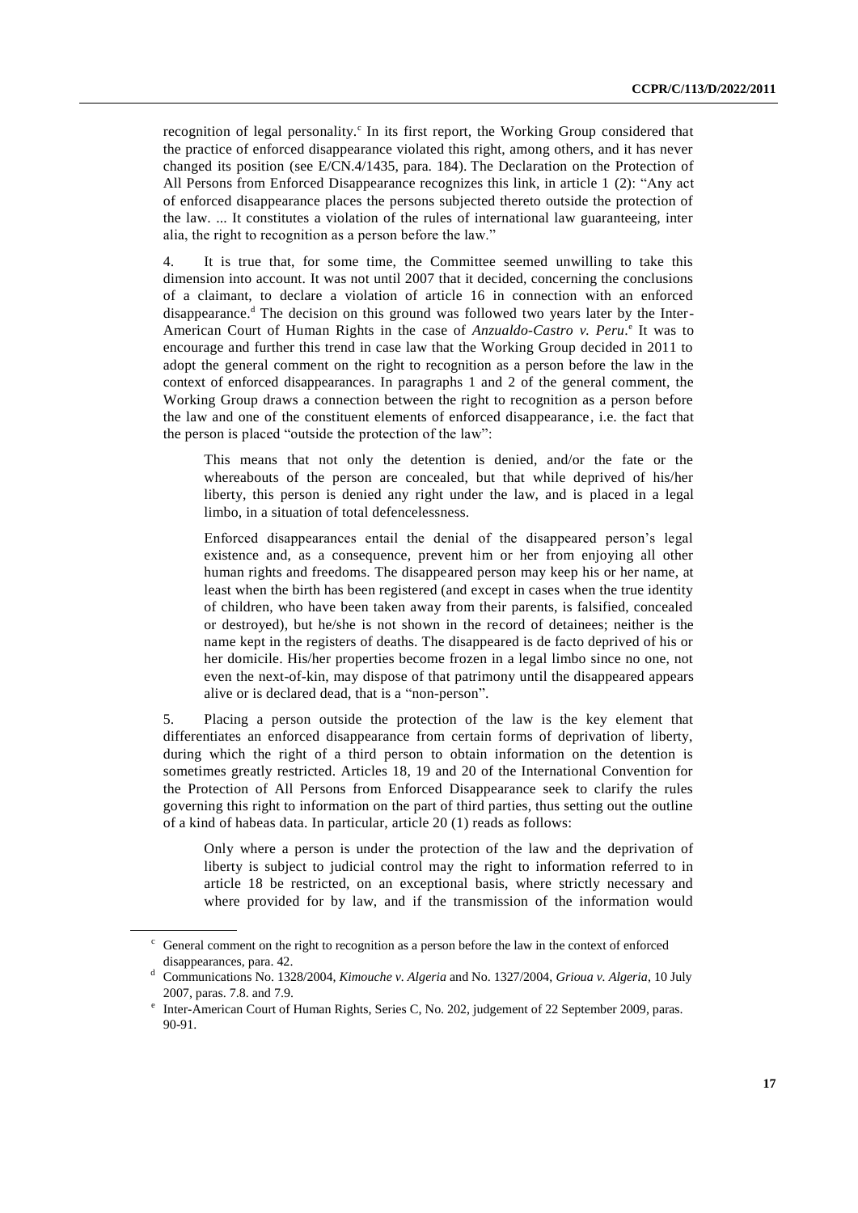recognition of legal personality.[c] In its first report, the Working Group considered that the practice of enforced disappearance violated this right, among others, and it has never changed its position (see E/CN.4/1435, para. 184). The Declaration on the Protection of All Persons from Enforced Disappearance recognizes this link, in article 1 (2): "Any act of enforced disappearance places the persons subjected thereto outside the protection of the law. ... It constitutes a violation of the rules of international law guaranteeing, inter alia, the right to recognition as a person before the law."

4. It is true that, for some time, the Committee seemed unwilling to take this dimension into account. It was not until 2007 that it decided, concerning the conclusions of a claimant, to declare a violation of article 16 in connection with an enforced disappearance.[d] The decision on this ground was followed two years later by the Inter-American Court of Human Rights in the case of *Anzualdo-Castro v. Peru*.[e] It was to encourage and further this trend in case law that the Working Group decided in 2011 to adopt the general comment on the right to recognition as a person before the law in the context of enforced disappearances. In paragraphs 1 and 2 of the general comment, the Working Group draws a connection between the right to recognition as a person before the law and one of the constituent elements of enforced disappearance, i.e. the fact that the person is placed "outside the protection of the law":

> This means that not only the detention is denied, and/or the fate or the whereabouts of the person are concealed, but that while deprived of his/her liberty, this person is denied any right under the law, and is placed in a legal limbo, in a situation of total defencelessness.
>
> Enforced disappearances entail the denial of the disappeared person's legal existence and, as a consequence, prevent him or her from enjoying all other human rights and freedoms. The disappeared person may keep his or her name, at least when the birth has been registered (and except in cases when the true identity of children, who have been taken away from their parents, is falsified, concealed or destroyed), but he/she is not shown in the record of detainees; neither is the name kept in the registers of deaths. The disappeared is de facto deprived of his or her domicile. His/her properties become frozen in a legal limbo since no one, not even the next-of-kin, may dispose of that patrimony until the disappeared appears alive or is declared dead, that is a "non-person".

5. Placing a person outside the protection of the law is the key element that differentiates an enforced disappearance from certain forms of deprivation of liberty, during which the right of a third person to obtain information on the detention is sometimes greatly restricted. Articles 18, 19 and 20 of the International Convention for the Protection of All Persons from Enforced Disappearance seek to clarify the rules governing this right to information on the part of third parties, thus setting out the outline of a kind of habeas data. In particular, article 20 (1) reads as follows:

> Only where a person is under the protection of the law and the deprivation of liberty is subject to judicial control may the right to information referred to in article 18 be restricted, on an exceptional basis, where strictly necessary and where provided for by law, and if the transmission of the information would

---

[c] General comment on the right to recognition as a person before the law in the context of enforced disappearances, para. 42.

[d] Communications No. 1328/2004, *Kimouche v. Algeria* and No. 1327/2004, *Grioua v. Algeria*, 10 July 2007, paras. 7.8. and 7.9.

[e] Inter-American Court of Human Rights, Series C, No. 202, judgement of 22 September 2009, paras. 90-91.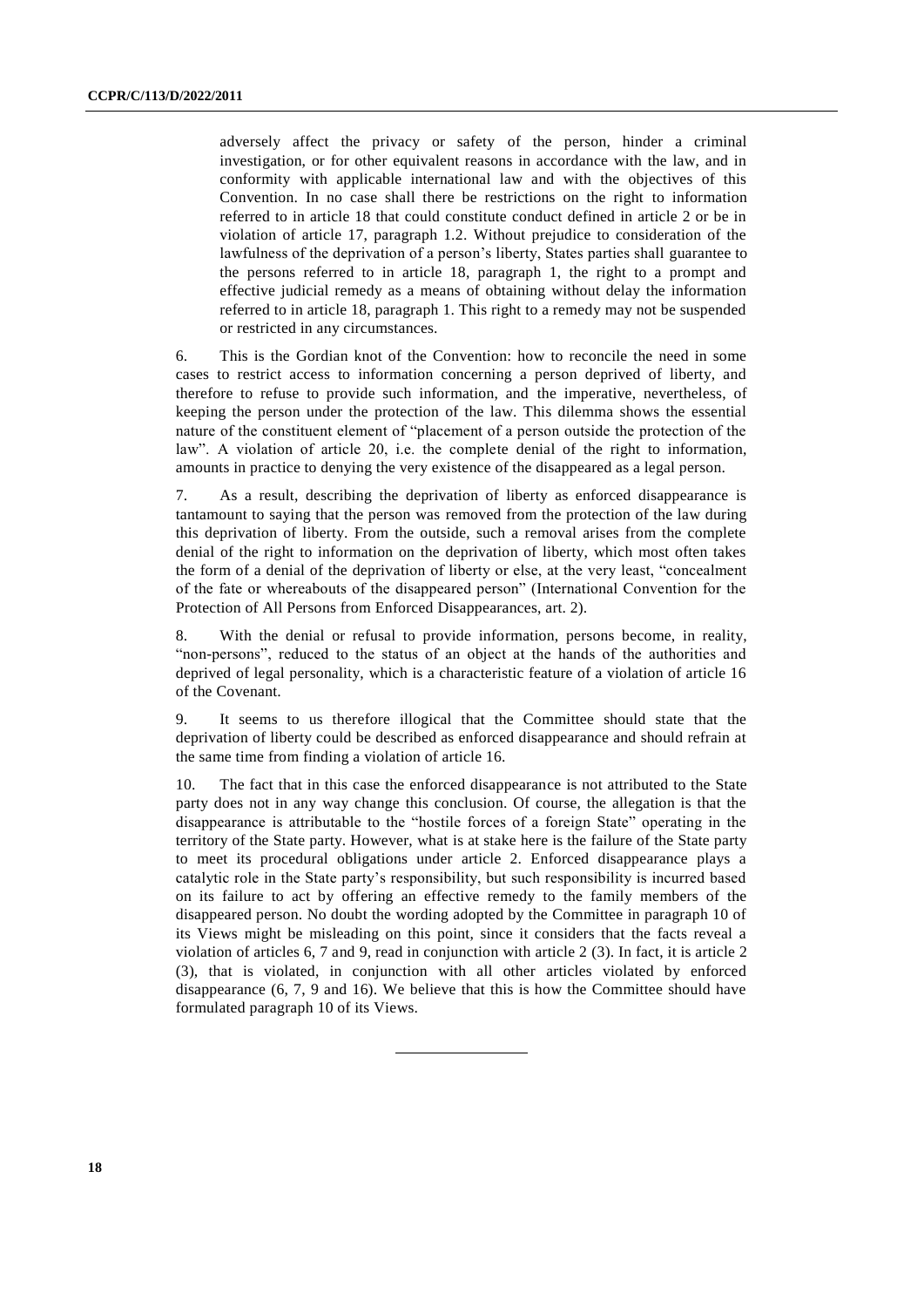adversely affect the privacy or safety of the person, hinder a criminal investigation, or for other equivalent reasons in accordance with the law, and in conformity with applicable international law and with the objectives of this Convention. In no case shall there be restrictions on the right to information referred to in article 18 that could constitute conduct defined in article 2 or be in violation of article 17, paragraph 1.2. Without prejudice to consideration of the lawfulness of the deprivation of a person's liberty, States parties shall guarantee to the persons referred to in article 18, paragraph 1, the right to a prompt and effective judicial remedy as a means of obtaining without delay the information referred to in article 18, paragraph 1. This right to a remedy may not be suspended or restricted in any circumstances.

6. This is the Gordian knot of the Convention: how to reconcile the need in some cases to restrict access to information concerning a person deprived of liberty, and therefore to refuse to provide such information, and the imperative, nevertheless, of keeping the person under the protection of the law. This dilemma shows the essential nature of the constituent element of "placement of a person outside the protection of the law". A violation of article 20, i.e. the complete denial of the right to information, amounts in practice to denying the very existence of the disappeared as a legal person.

7. As a result, describing the deprivation of liberty as enforced disappearance is tantamount to saying that the person was removed from the protection of the law during this deprivation of liberty. From the outside, such a removal arises from the complete denial of the right to information on the deprivation of liberty, which most often takes the form of a denial of the deprivation of liberty or else, at the very least, "concealment of the fate or whereabouts of the disappeared person" (International Convention for the Protection of All Persons from Enforced Disappearances, art. 2).

8. With the denial or refusal to provide information, persons become, in reality, "non-persons", reduced to the status of an object at the hands of the authorities and deprived of legal personality, which is a characteristic feature of a violation of article 16 of the Covenant.

9. It seems to us therefore illogical that the Committee should state that the deprivation of liberty could be described as enforced disappearance and should refrain at the same time from finding a violation of article 16.

10. The fact that in this case the enforced disappearance is not attributed to the State party does not in any way change this conclusion. Of course, the allegation is that the disappearance is attributable to the "hostile forces of a foreign State" operating in the territory of the State party. However, what is at stake here is the failure of the State party to meet its procedural obligations under article 2. Enforced disappearance plays a catalytic role in the State party's responsibility, but such responsibility is incurred based on its failure to act by offering an effective remedy to the family members of the disappeared person. No doubt the wording adopted by the Committee in paragraph 10 of its Views might be misleading on this point, since it considers that the facts reveal a violation of articles 6, 7 and 9, read in conjunction with article 2 (3). In fact, it is article 2 (3), that is violated, in conjunction with all other articles violated by enforced disappearance (6, 7, 9 and 16). We believe that this is how the Committee should have formulated paragraph 10 of its Views.